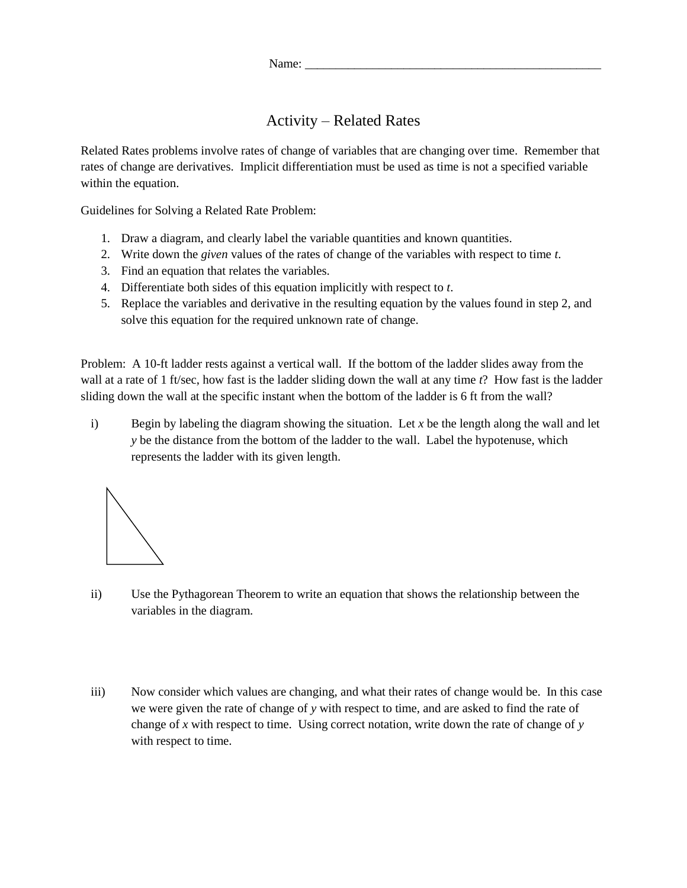Name: ______________________________________________

# Activity – Related Rates

Related Rates problems involve rates of change of variables that are changing over time. Remember that rates of change are derivatives. Implicit differentiation must be used as time is not a specified variable within the equation.

Guidelines for Solving a Related Rate Problem:

1. Draw a diagram, and clearly label the variable quantities and known quantities.
2. Write down the *given* values of the rates of change of the variables with respect to time $t$.
3. Find an equation that relates the variables.
4. Differentiate both sides of this equation implicitly with respect to $t$.
5. Replace the variables and derivative in the resulting equation by the values found in step 2, and solve this equation for the required unknown rate of change.

Problem: A 10-ft ladder rests against a vertical wall. If the bottom of the ladder slides away from the wall at a rate of 1 ft/sec, how fast is the ladder sliding down the wall at any time $t$? How fast is the ladder sliding down the wall at the specific instant when the bottom of the ladder is 6 ft from the wall?

i) Begin by labeling the diagram showing the situation. Let $x$ be the length along the wall and let $y$ be the distance from the bottom of the ladder to the wall. Label the hypotenuse, which represents the ladder with its given length.

ii) Use the Pythagorean Theorem to write an equation that shows the relationship between the variables in the diagram.

iii) Now consider which values are changing, and what their rates of change would be. In this case we were given the rate of change of $y$ with respect to time, and are asked to find the rate of change of $x$ with respect to time. Using correct notation, write down the rate of change of $y$ with respect to time.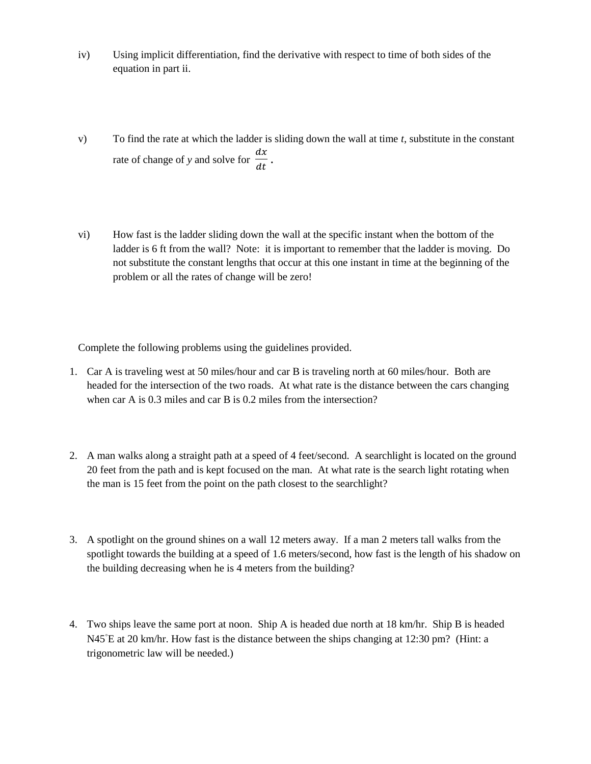iv) Using implicit differentiation, find the derivative with respect to time of both sides of the equation in part ii.

v) To find the rate at which the ladder is sliding down the wall at time *t*, substitute in the constant rate of change of *y* and solve for $\frac{dx}{dt}$.

vi) How fast is the ladder sliding down the wall at the specific instant when the bottom of the ladder is 6 ft from the wall? Note: it is important to remember that the ladder is moving. Do not substitute the constant lengths that occur at this one instant in time at the beginning of the problem or all the rates of change will be zero!

Complete the following problems using the guidelines provided.

1. Car A is traveling west at 50 miles/hour and car B is traveling north at 60 miles/hour. Both are headed for the intersection of the two roads. At what rate is the distance between the cars changing when car A is 0.3 miles and car B is 0.2 miles from the intersection?

2. A man walks along a straight path at a speed of 4 feet/second. A searchlight is located on the ground 20 feet from the path and is kept focused on the man. At what rate is the search light rotating when the man is 15 feet from the point on the path closest to the searchlight?

3. A spotlight on the ground shines on a wall 12 meters away. If a man 2 meters tall walks from the spotlight towards the building at a speed of 1.6 meters/second, how fast is the length of his shadow on the building decreasing when he is 4 meters from the building?

4. Two ships leave the same port at noon. Ship A is headed due north at 18 km/hr. Ship B is headed N45°E at 20 km/hr. How fast is the distance between the ships changing at 12:30 pm? (Hint: a trigonometric law will be needed.)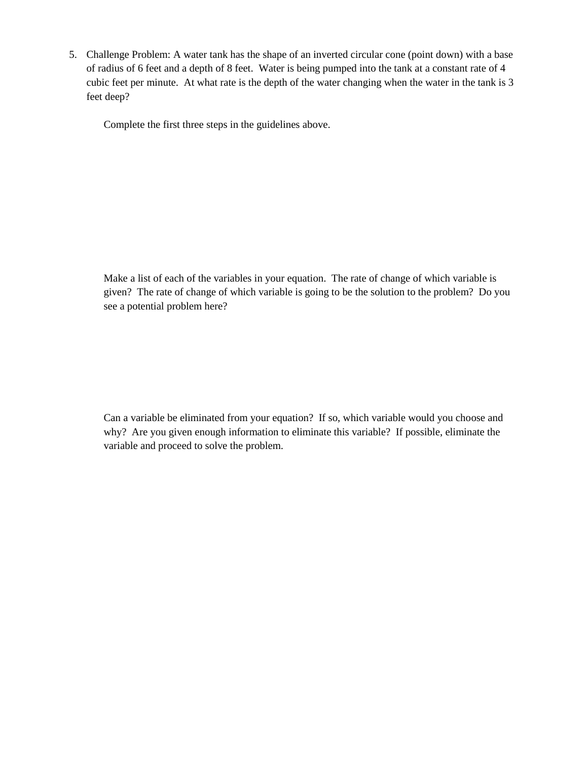5. Challenge Problem: A water tank has the shape of an inverted circular cone (point down) with a base of radius of 6 feet and a depth of 8 feet. Water is being pumped into the tank at a constant rate of 4 cubic feet per minute. At what rate is the depth of the water changing when the water in the tank is 3 feet deep?

   Complete the first three steps in the guidelines above.

   Make a list of each of the variables in your equation. The rate of change of which variable is given? The rate of change of which variable is going to be the solution to the problem? Do you see a potential problem here?

   Can a variable be eliminated from your equation? If so, which variable would you choose and why? Are you given enough information to eliminate this variable? If possible, eliminate the variable and proceed to solve the problem.